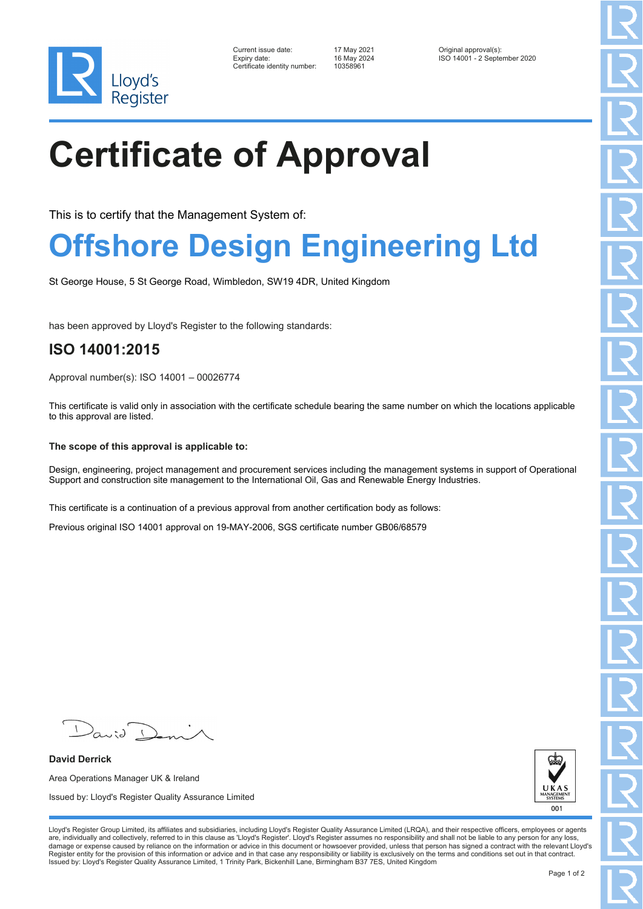Lloyd's Register

| | | |
|---|---|---|
| Current issue date: | 17 May 2021 | Original approval(s): |
| Expiry date: | 16 May 2024 | ISO 14001 - 2 September 2020 |
| Certificate identity number: | 10358961 | |

# Certificate of Approval

This is to certify that the Management System of:

## Offshore Design Engineering Ltd

St George House, 5 St George Road, Wimbledon, SW19 4DR, United Kingdom

has been approved by Lloyd's Register to the following standards:

### ISO 14001:2015

Approval number(s): ISO 14001 – 00026774

This certificate is valid only in association with the certificate schedule bearing the same number on which the locations applicable to this approval are listed.

**The scope of this approval is applicable to:**

Design, engineering, project management and procurement services including the management systems in support of Operational Support and construction site management to the International Oil, Gas and Renewable Energy Industries.

This certificate is a continuation of a previous approval from another certification body as follows:

Previous original ISO 14001 approval on 19-MAY-2006, SGS certificate number GB06/68579

**David Derrick**

Area Operations Manager UK & Ireland

Issued by: Lloyd's Register Quality Assurance Limited

UKAS MANAGEMENT SYSTEMS 001

Lloyd's Register Group Limited, its affiliates and subsidiaries, including Lloyd's Register Quality Assurance Limited (LRQA), and their respective officers, employees or agents are, individually and collectively, referred to in this clause as 'Lloyd's Register'. Lloyd's Register assumes no responsibility and shall not be liable to any person for any loss, damage or expense caused by reliance on the information or advice in this document or howsoever provided, unless that person has signed a contract with the relevant Lloyd's Register entity for the provision of this information or advice and in that case any responsibility or liability is exclusively on the terms and conditions set out in that contract.
Issued by: Lloyd's Register Quality Assurance Limited, 1 Trinity Park, Bickenhill Lane, Birmingham B37 7ES, United Kingdom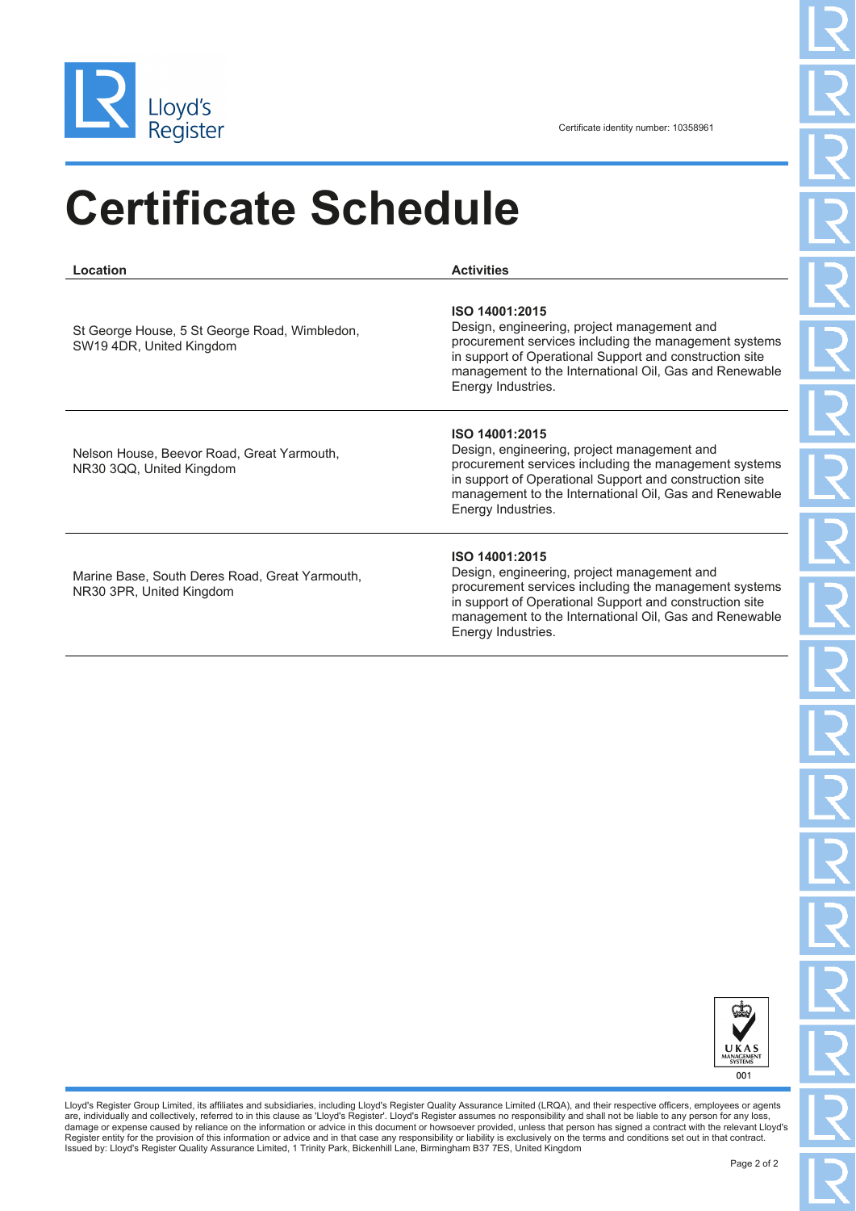Lloyd's Register

Certificate identity number: 10358961

# Certificate Schedule

| Location | Activities |
|---|---|
| St George House, 5 St George Road, Wimbledon, SW19 4DR, United Kingdom | **ISO 14001:2015** Design, engineering, project management and procurement services including the management systems in support of Operational Support and construction site management to the International Oil, Gas and Renewable Energy Industries. |
| Nelson House, Beevor Road, Great Yarmouth, NR30 3QQ, United Kingdom | **ISO 14001:2015** Design, engineering, project management and procurement services including the management systems in support of Operational Support and construction site management to the International Oil, Gas and Renewable Energy Industries. |
| Marine Base, South Deres Road, Great Yarmouth, NR30 3PR, United Kingdom | **ISO 14001:2015** Design, engineering, project management and procurement services including the management systems in support of Operational Support and construction site management to the International Oil, Gas and Renewable Energy Industries. |

UKAS MANAGEMENT SYSTEMS 001

Lloyd's Register Group Limited, its affiliates and subsidiaries, including Lloyd's Register Quality Assurance Limited (LRQA), and their respective officers, employees or agents are, individually and collectively, referred to in this clause as 'Lloyd's Register'. Lloyd's Register assumes no responsibility and shall not be liable to any person for any loss, damage or expense caused by reliance on the information or advice in this document or howsoever provided, unless that person has signed a contract with the relevant Lloyd's Register entity for the provision of this information or advice and in that case any responsibility or liability is exclusively on the terms and conditions set out in that contract.
Issued by: Lloyd's Register Quality Assurance Limited, 1 Trinity Park, Bickenhill Lane, Birmingham B37 7ES, United Kingdom